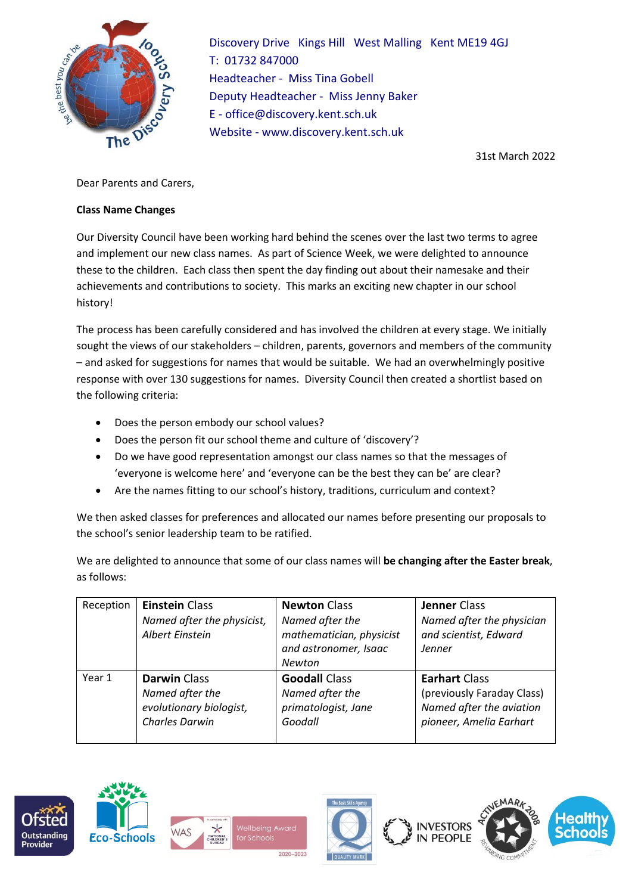Discovery Drive Kings Hill West Malling Kent ME19 4GJ
T: 01732 847000
Headteacher - Miss Tina Gobell
Deputy Headteacher - Miss Jenny Baker
E - office@discovery.kent.sch.uk
Website - www.discovery.kent.sch.uk

31st March 2022

Dear Parents and Carers,

**Class Name Changes**

Our Diversity Council have been working hard behind the scenes over the last two terms to agree and implement our new class names. As part of Science Week, we were delighted to announce these to the children. Each class then spent the day finding out about their namesake and their achievements and contributions to society. This marks an exciting new chapter in our school history!

The process has been carefully considered and has involved the children at every stage. We initially sought the views of our stakeholders – children, parents, governors and members of the community – and asked for suggestions for names that would be suitable. We had an overwhelmingly positive response with over 130 suggestions for names. Diversity Council then created a shortlist based on the following criteria:

- Does the person embody our school values?
- Does the person fit our school theme and culture of 'discovery'?
- Do we have good representation amongst our class names so that the messages of 'everyone is welcome here' and 'everyone can be the best they can be' are clear?
- Are the names fitting to our school's history, traditions, curriculum and context?

We then asked classes for preferences and allocated our names before presenting our proposals to the school's senior leadership team to be ratified.

We are delighted to announce that some of our class names will **be changing after the Easter break**, as follows:

| | | | |
|---|---|---|---|
| Reception | **Einstein** Class<br>*Named after the physicist, Albert Einstein* | **Newton** Class<br>*Named after the mathematician, physicist and astronomer, Isaac Newton* | **Jenner** Class<br>*Named after the physician and scientist, Edward Jenner* |
| Year 1 | **Darwin** Class<br>*Named after the evolutionary biologist, Charles Darwin* | **Goodall** Class<br>*Named after the primatologist, Jane Goodall* | **Earhart** Class<br>(previously Faraday Class)<br>*Named after the aviation pioneer, Amelia Earhart* |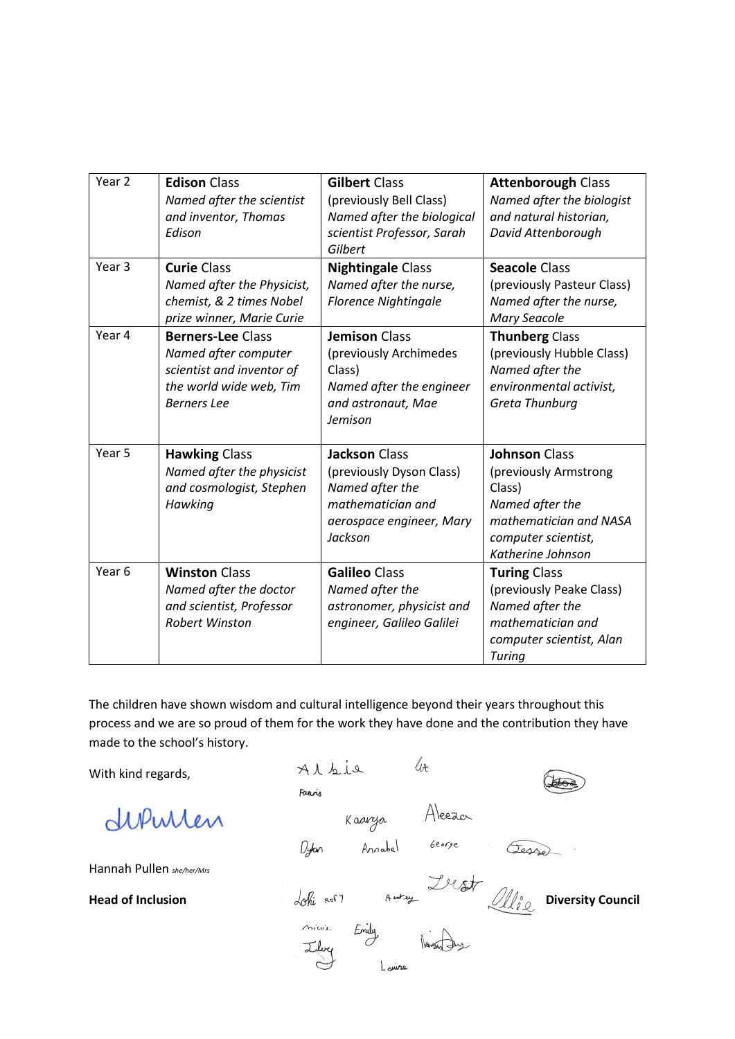| | | | |
|---|---|---|---|
| Year 2 | **Edison** Class<br>*Named after the scientist and inventor, Thomas Edison* | **Gilbert** Class<br>(previously Bell Class)<br>*Named after the biological scientist Professor, Sarah Gilbert* | **Attenborough** Class<br>*Named after the biologist and natural historian, David Attenborough* |
| Year 3 | **Curie** Class<br>*Named after the Physicist, chemist, & 2 times Nobel prize winner, Marie Curie* | **Nightingale** Class<br>*Named after the nurse, Florence Nightingale* | **Seacole** Class<br>(previously Pasteur Class)<br>*Named after the nurse, Mary Seacole* |
| Year 4 | **Berners-Lee** Class<br>*Named after computer scientist and inventor of the world wide web, Tim Berners Lee* | **Jemison** Class<br>(previously Archimedes Class)<br>*Named after the engineer and astronaut, Mae Jemison* | **Thunberg** Class<br>(previously Hubble Class)<br>*Named after the environmental activist, Greta Thunburg* |
| Year 5 | **Hawking** Class<br>*Named after the physicist and cosmologist, Stephen Hawking* | **Jackson** Class<br>(previously Dyson Class)<br>*Named after the mathematician and aerospace engineer, Mary Jackson* | **Johnson** Class<br>(previously Armstrong Class)<br>*Named after the mathematician and NASA computer scientist, Katherine Johnson* |
| Year 6 | **Winston** Class<br>*Named after the doctor and scientist, Professor Robert Winston* | **Galileo** Class<br>*Named after the astronomer, physicist and engineer, Galileo Galilei* | **Turing** Class<br>(previously Peake Class)<br>*Named after the mathematician and computer scientist, Alan Turing* |

The children have shown wisdom and cultural intelligence beyond their years throughout this process and we are so proud of them for the work they have done and the contribution they have made to the school's history.

With kind regards,

Hannah Pullen *she/her/Mrs*

**Head of Inclusion**

Albie, Faaris, Kaavya, Aleeza, Dylan, Annabel, George, Jesse, Lohi, Rory, Audrey, Ollie, Nicole, Emily, Louise

**Diversity Council**